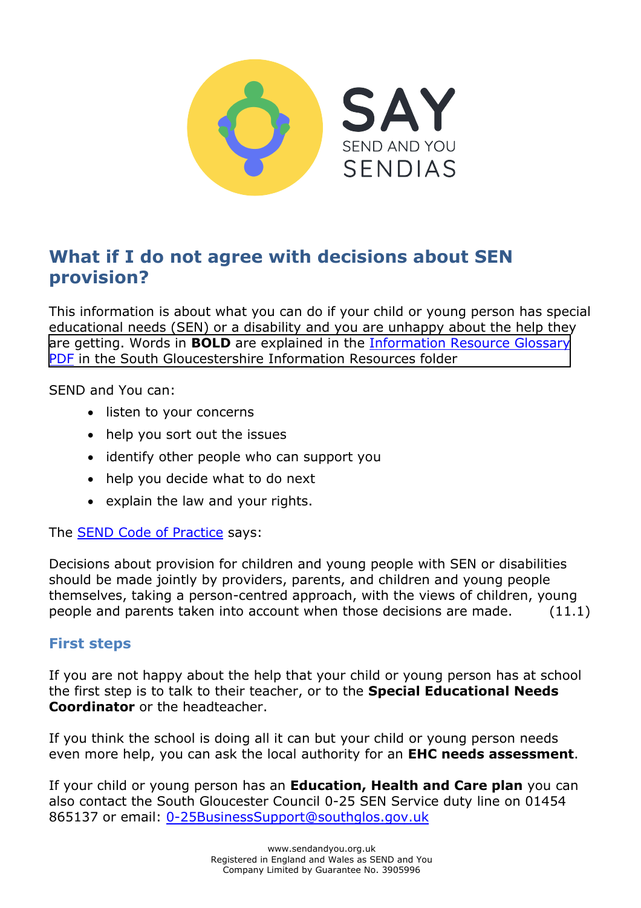# What if I do not agree with decisions about SEN provision?

This information is about what you can do if your child or young person has special educational needs (SEN) or a disability and you are unhappy about the help they are getting. Words in **BOLD** are explained in the Information Resource Glossary PDF in the South Gloucestershire Information Resources folder

SEND and You can:

- listen to your concerns
- help you sort out the issues
- identify other people who can support you
- help you decide what to do next
- explain the law and your rights.

The SEND Code of Practice says:

Decisions about provision for children and young people with SEN or disabilities should be made jointly by providers, parents, and children and young people themselves, taking a person-centred approach, with the views of children, young people and parents taken into account when those decisions are made. (11.1)

## First steps

If you are not happy about the help that your child or young person has at school the first step is to talk to their teacher, or to the **Special Educational Needs Coordinator** or the headteacher.

If you think the school is doing all it can but your child or young person needs even more help, you can ask the local authority for an **EHC needs assessment**.

If your child or young person has an **Education, Health and Care plan** you can also contact the South Gloucester Council 0-25 SEN Service duty line on 01454 865137 or email: 0-25BusinessSupport@southglos.gov.uk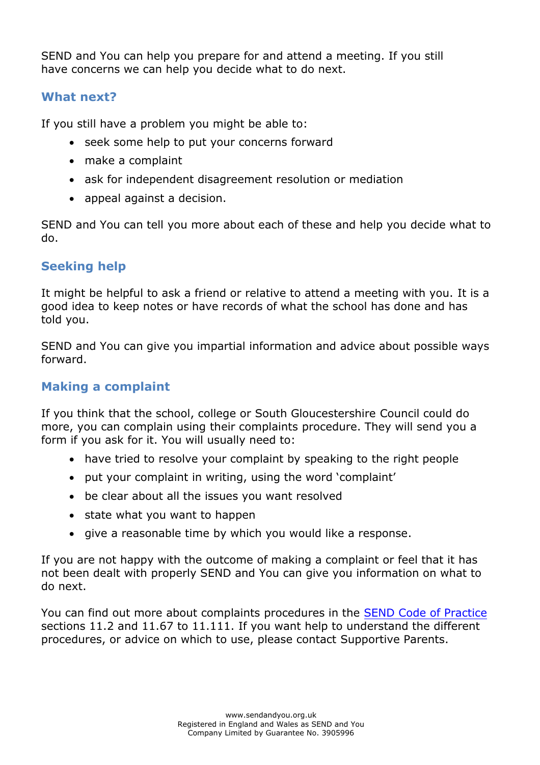SEND and You can help you prepare for and attend a meeting. If you still have concerns we can help you decide what to do next.

## What next?

If you still have a problem you might be able to:

- seek some help to put your concerns forward
- make a complaint
- ask for independent disagreement resolution or mediation
- appeal against a decision.

SEND and You can tell you more about each of these and help you decide what to do.

## Seeking help

It might be helpful to ask a friend or relative to attend a meeting with you. It is a good idea to keep notes or have records of what the school has done and has told you.

SEND and You can give you impartial information and advice about possible ways forward.

## Making a complaint

If you think that the school, college or South Gloucestershire Council could do more, you can complain using their complaints procedure. They will send you a form if you ask for it. You will usually need to:

- have tried to resolve your complaint by speaking to the right people
- put your complaint in writing, using the word 'complaint'
- be clear about all the issues you want resolved
- state what you want to happen
- give a reasonable time by which you would like a response.

If you are not happy with the outcome of making a complaint or feel that it has not been dealt with properly SEND and You can give you information on what to do next.

You can find out more about complaints procedures in the SEND Code of Practice sections 11.2 and 11.67 to 11.111. If you want help to understand the different procedures, or advice on which to use, please contact Supportive Parents.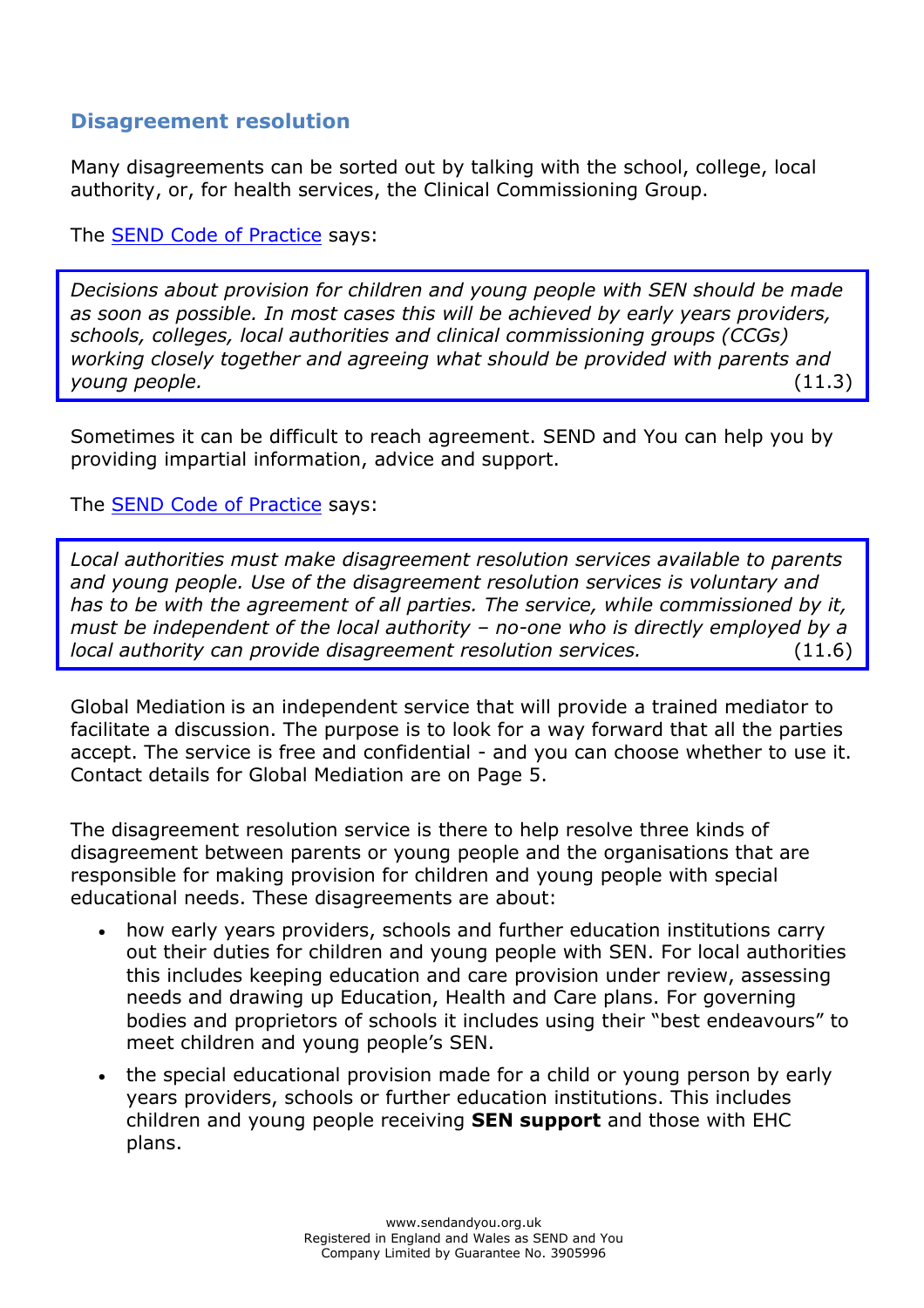## Disagreement resolution

Many disagreements can be sorted out by talking with the school, college, local authority, or, for health services, the Clinical Commissioning Group.

The [SEND Code of Practice](SEND Code of Practice) says:

> *Decisions about provision for children and young people with SEN should be made as soon as possible. In most cases this will be achieved by early years providers, schools, colleges, local authorities and clinical commissioning groups (CCGs) working closely together and agreeing what should be provided with parents and young people.* (11.3)

Sometimes it can be difficult to reach agreement. SEND and You can help you by providing impartial information, advice and support.

The [SEND Code of Practice](SEND Code of Practice) says:

> *Local authorities must make disagreement resolution services available to parents and young people. Use of the disagreement resolution services is voluntary and has to be with the agreement of all parties. The service, while commissioned by it, must be independent of the local authority – no-one who is directly employed by a local authority can provide disagreement resolution services.* (11.6)

Global Mediation is an independent service that will provide a trained mediator to facilitate a discussion. The purpose is to look for a way forward that all the parties accept. The service is free and confidential - and you can choose whether to use it. Contact details for Global Mediation are on Page 5.

The disagreement resolution service is there to help resolve three kinds of disagreement between parents or young people and the organisations that are responsible for making provision for children and young people with special educational needs. These disagreements are about:

- how early years providers, schools and further education institutions carry out their duties for children and young people with SEN. For local authorities this includes keeping education and care provision under review, assessing needs and drawing up Education, Health and Care plans. For governing bodies and proprietors of schools it includes using their "best endeavours" to meet children and young people's SEN.
- the special educational provision made for a child or young person by early years providers, schools or further education institutions. This includes children and young people receiving **SEN support** and those with EHC plans.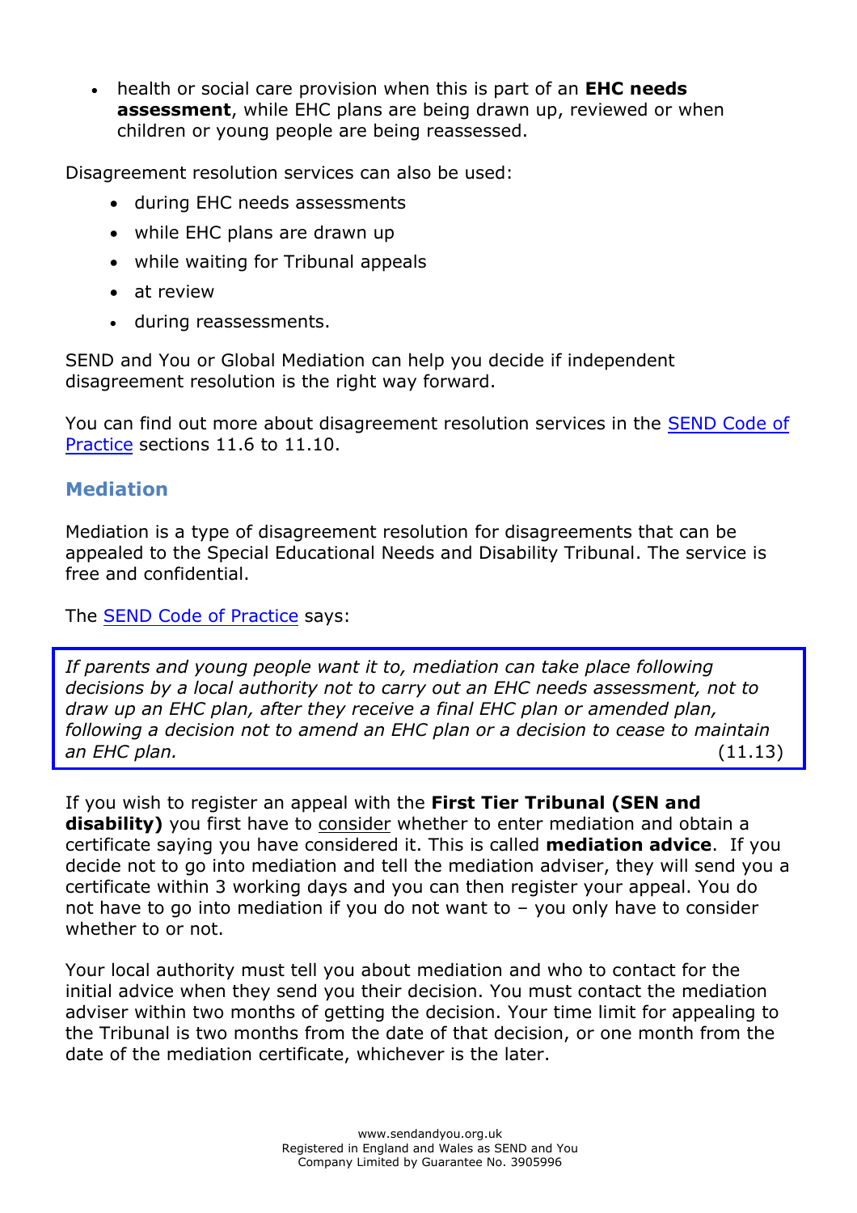- health or social care provision when this is part of an **EHC needs assessment**, while EHC plans are being drawn up, reviewed or when children or young people are being reassessed.

Disagreement resolution services can also be used:

- during EHC needs assessments
- while EHC plans are drawn up
- while waiting for Tribunal appeals
- at review
- during reassessments.

SEND and You or Global Mediation can help you decide if independent disagreement resolution is the right way forward.

You can find out more about disagreement resolution services in the SEND Code of Practice sections 11.6 to 11.10.

## Mediation

Mediation is a type of disagreement resolution for disagreements that can be appealed to the Special Educational Needs and Disability Tribunal. The service is free and confidential.

The SEND Code of Practice says:

> *If parents and young people want it to, mediation can take place following decisions by a local authority not to carry out an EHC needs assessment, not to draw up an EHC plan, after they receive a final EHC plan or amended plan, following a decision not to amend an EHC plan or a decision to cease to maintain an EHC plan.* (11.13)

If you wish to register an appeal with the **First Tier Tribunal (SEN and disability)** you first have to consider whether to enter mediation and obtain a certificate saying you have considered it. This is called **mediation advice**. If you decide not to go into mediation and tell the mediation adviser, they will send you a certificate within 3 working days and you can then register your appeal. You do not have to go into mediation if you do not want to – you only have to consider whether to or not.

Your local authority must tell you about mediation and who to contact for the initial advice when they send you their decision. You must contact the mediation adviser within two months of getting the decision. Your time limit for appealing to the Tribunal is two months from the date of that decision, or one month from the date of the mediation certificate, whichever is the later.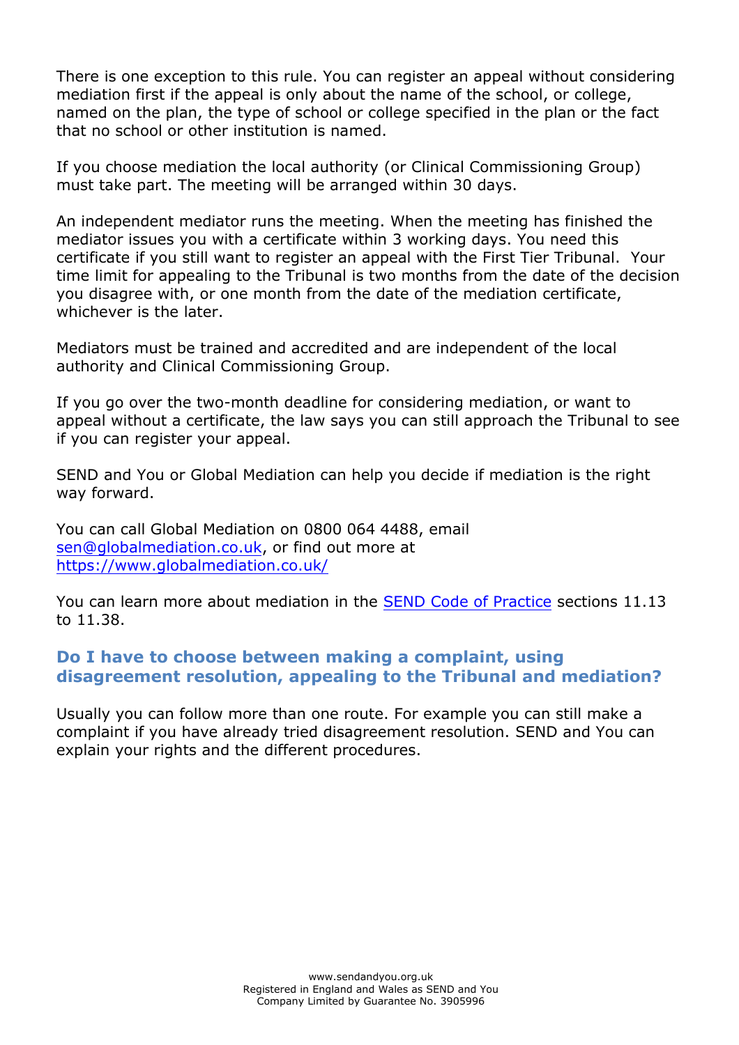There is one exception to this rule. You can register an appeal without considering mediation first if the appeal is only about the name of the school, or college, named on the plan, the type of school or college specified in the plan or the fact that no school or other institution is named.

If you choose mediation the local authority (or Clinical Commissioning Group) must take part. The meeting will be arranged within 30 days.

An independent mediator runs the meeting. When the meeting has finished the mediator issues you with a certificate within 3 working days. You need this certificate if you still want to register an appeal with the First Tier Tribunal. Your time limit for appealing to the Tribunal is two months from the date of the decision you disagree with, or one month from the date of the mediation certificate, whichever is the later.

Mediators must be trained and accredited and are independent of the local authority and Clinical Commissioning Group.

If you go over the two-month deadline for considering mediation, or want to appeal without a certificate, the law says you can still approach the Tribunal to see if you can register your appeal.

SEND and You or Global Mediation can help you decide if mediation is the right way forward.

You can call Global Mediation on 0800 064 4488, email [sen@globalmediation.co.uk](mailto:sen@globalmediation.co.uk), or find out more at [https://www.globalmediation.co.uk/](https://www.globalmediation.co.uk/)

You can learn more about mediation in the SEND Code of Practice sections 11.13 to 11.38.

### Do I have to choose between making a complaint, using disagreement resolution, appealing to the Tribunal and mediation?

Usually you can follow more than one route. For example you can still make a complaint if you have already tried disagreement resolution. SEND and You can explain your rights and the different procedures.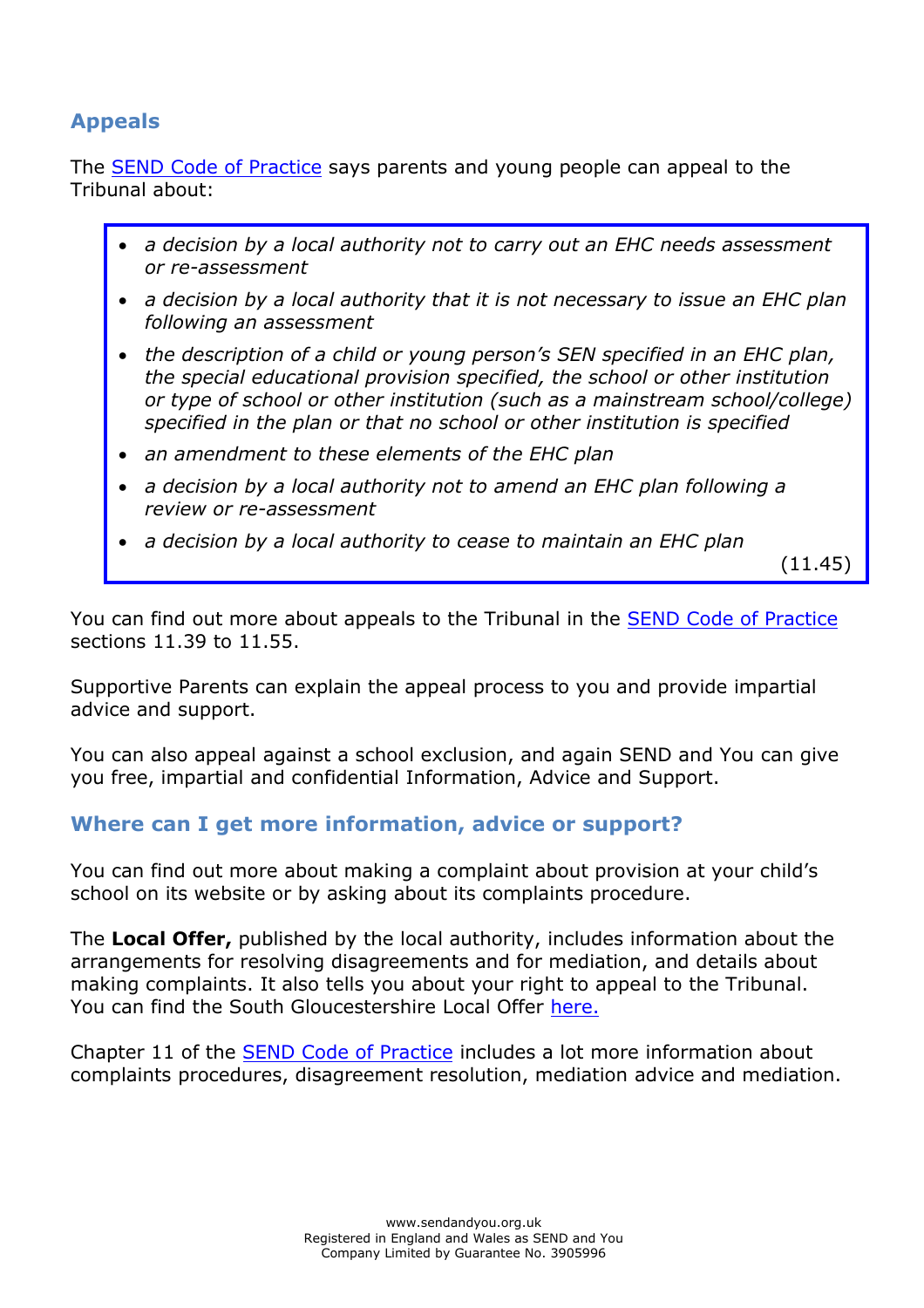## Appeals

The [SEND Code of Practice] says parents and young people can appeal to the Tribunal about:

> - *a decision by a local authority not to carry out an EHC needs assessment or re-assessment*
> - *a decision by a local authority that it is not necessary to issue an EHC plan following an assessment*
> - *the description of a child or young person's SEN specified in an EHC plan, the special educational provision specified, the school or other institution or type of school or other institution (such as a mainstream school/college) specified in the plan or that no school or other institution is specified*
> - *an amendment to these elements of the EHC plan*
> - *a decision by a local authority not to amend an EHC plan following a review or re-assessment*
> - *a decision by a local authority to cease to maintain an EHC plan*
>
> (11.45)

You can find out more about appeals to the Tribunal in the SEND Code of Practice sections 11.39 to 11.55.

Supportive Parents can explain the appeal process to you and provide impartial advice and support.

You can also appeal against a school exclusion, and again SEND and You can give you free, impartial and confidential Information, Advice and Support.

### Where can I get more information, advice or support?

You can find out more about making a complaint about provision at your child's school on its website or by asking about its complaints procedure.

The **Local Offer,** published by the local authority, includes information about the arrangements for resolving disagreements and for mediation, and details about making complaints. It also tells you about your right to appeal to the Tribunal. You can find the South Gloucestershire Local Offer here.

Chapter 11 of the SEND Code of Practice includes a lot more information about complaints procedures, disagreement resolution, mediation advice and mediation.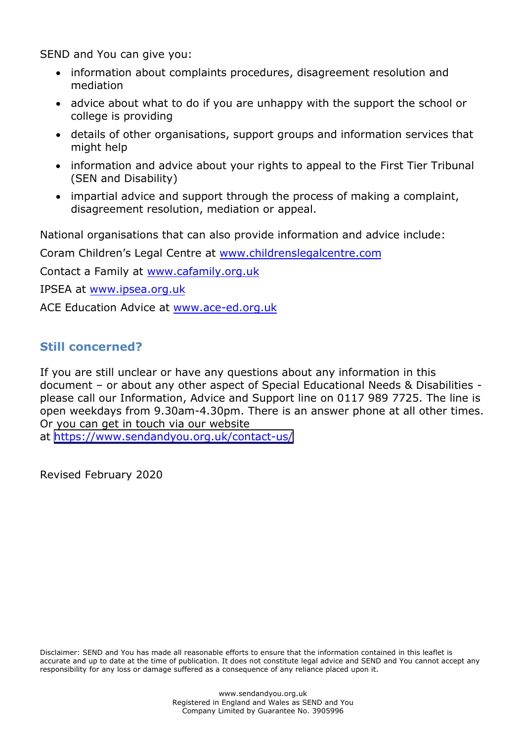SEND and You can give you:

- information about complaints procedures, disagreement resolution and mediation
- advice about what to do if you are unhappy with the support the school or college is providing
- details of other organisations, support groups and information services that might help
- information and advice about your rights to appeal to the First Tier Tribunal (SEN and Disability)
- impartial advice and support through the process of making a complaint, disagreement resolution, mediation or appeal.

National organisations that can also provide information and advice include:

Coram Children's Legal Centre at www.childrenslegalcentre.com

Contact a Family at www.cafamily.org.uk

IPSEA at www.ipsea.org.uk

ACE Education Advice at www.ace-ed.org.uk

## Still concerned?

If you are still unclear or have any questions about any information in this document – or about any other aspect of Special Educational Needs & Disabilities - please call our Information, Advice and Support line on 0117 989 7725. The line is open weekdays from 9.30am-4.30pm. There is an answer phone at all other times. Or you can get in touch via our website at https://www.sendandyou.org.uk/contact-us/

Revised February 2020

Disclaimer: SEND and You has made all reasonable efforts to ensure that the information contained in this leaflet is accurate and up to date at the time of publication. It does not constitute legal advice and SEND and You cannot accept any responsibility for any loss or damage suffered as a consequence of any reliance placed upon it.

www.sendandyou.org.uk
Registered in England and Wales as SEND and You
Company Limited by Guarantee No. 3905996